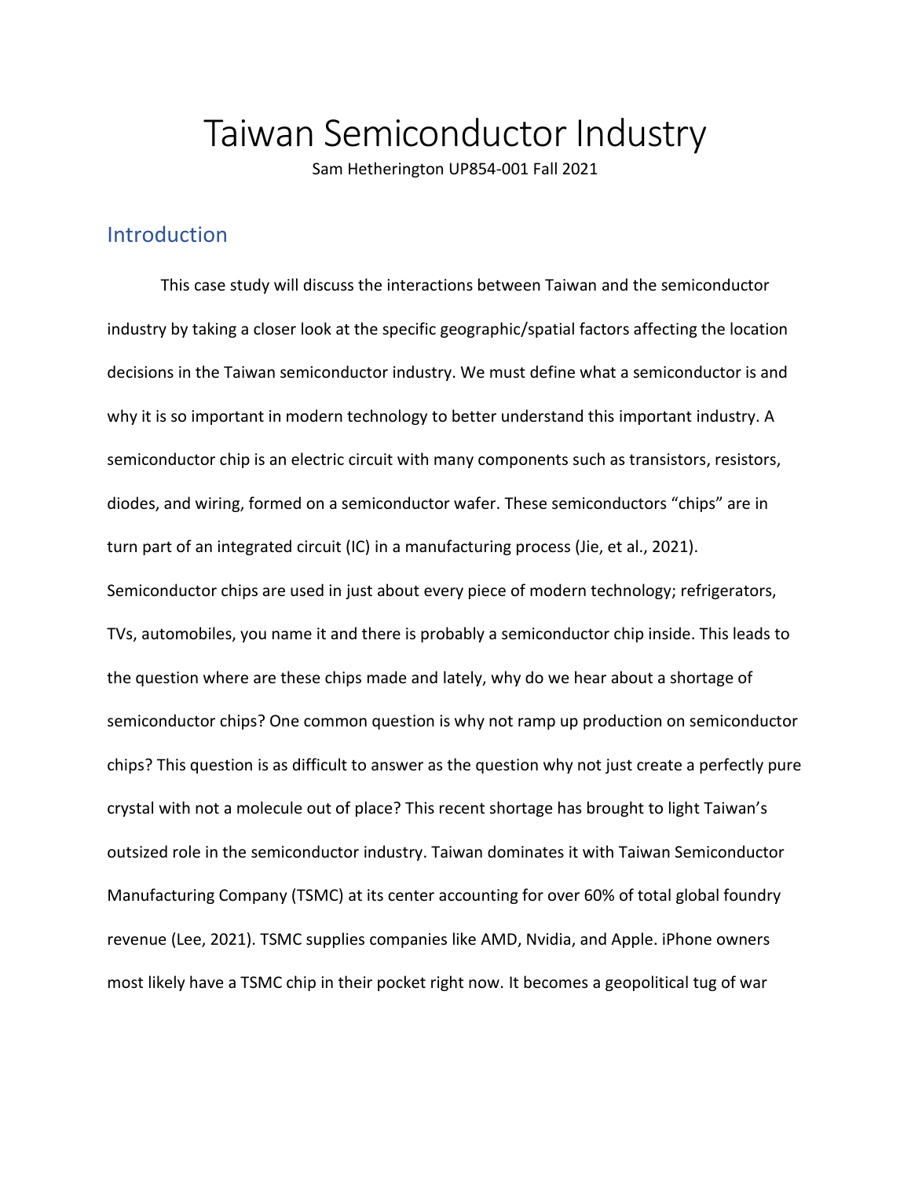# Taiwan Semiconductor Industry

Sam Hetherington UP854-001 Fall 2021

## Introduction

This case study will discuss the interactions between Taiwan and the semiconductor industry by taking a closer look at the specific geographic/spatial factors affecting the location decisions in the Taiwan semiconductor industry. We must define what a semiconductor is and why it is so important in modern technology to better understand this important industry. A semiconductor chip is an electric circuit with many components such as transistors, resistors, diodes, and wiring, formed on a semiconductor wafer. These semiconductors "chips" are in turn part of an integrated circuit (IC) in a manufacturing process (Jie, et al., 2021). Semiconductor chips are used in just about every piece of modern technology; refrigerators, TVs, automobiles, you name it and there is probably a semiconductor chip inside. This leads to the question where are these chips made and lately, why do we hear about a shortage of semiconductor chips? One common question is why not ramp up production on semiconductor chips? This question is as difficult to answer as the question why not just create a perfectly pure crystal with not a molecule out of place? This recent shortage has brought to light Taiwan's outsized role in the semiconductor industry. Taiwan dominates it with Taiwan Semiconductor Manufacturing Company (TSMC) at its center accounting for over 60% of total global foundry revenue (Lee, 2021). TSMC supplies companies like AMD, Nvidia, and Apple. iPhone owners most likely have a TSMC chip in their pocket right now. It becomes a geopolitical tug of war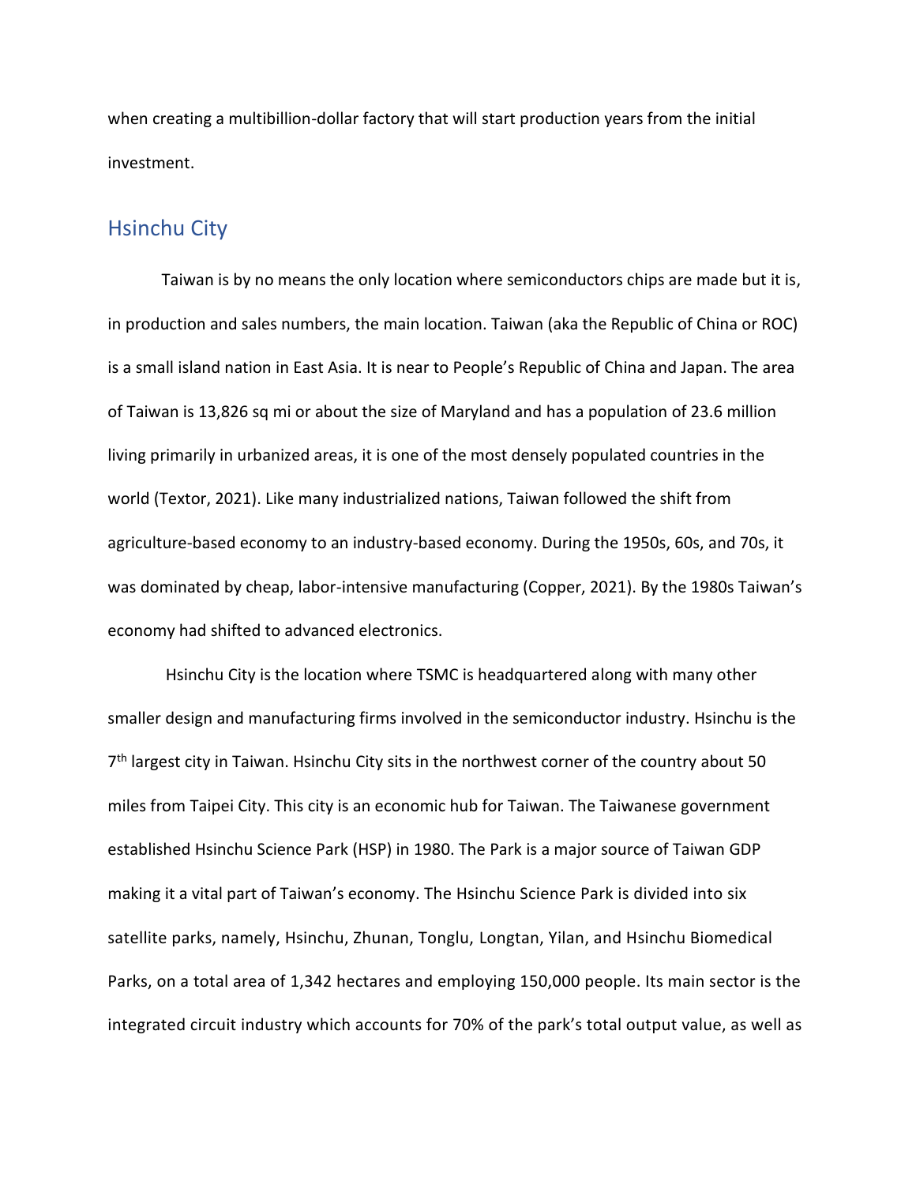when creating a multibillion-dollar factory that will start production years from the initial investment.

## Hsinchu City

Taiwan is by no means the only location where semiconductors chips are made but it is, in production and sales numbers, the main location. Taiwan (aka the Republic of China or ROC) is a small island nation in East Asia. It is near to People's Republic of China and Japan. The area of Taiwan is 13,826 sq mi or about the size of Maryland and has a population of 23.6 million living primarily in urbanized areas, it is one of the most densely populated countries in the world (Textor, 2021). Like many industrialized nations, Taiwan followed the shift from agriculture-based economy to an industry-based economy. During the 1950s, 60s, and 70s, it was dominated by cheap, labor-intensive manufacturing (Copper, 2021). By the 1980s Taiwan's economy had shifted to advanced electronics.

Hsinchu City is the location where TSMC is headquartered along with many other smaller design and manufacturing firms involved in the semiconductor industry. Hsinchu is the 7th largest city in Taiwan. Hsinchu City sits in the northwest corner of the country about 50 miles from Taipei City. This city is an economic hub for Taiwan. The Taiwanese government established Hsinchu Science Park (HSP) in 1980. The Park is a major source of Taiwan GDP making it a vital part of Taiwan's economy. The Hsinchu Science Park is divided into six satellite parks, namely, Hsinchu, Zhunan, Tonglu, Longtan, Yilan, and Hsinchu Biomedical Parks, on a total area of 1,342 hectares and employing 150,000 people. Its main sector is the integrated circuit industry which accounts for 70% of the park's total output value, as well as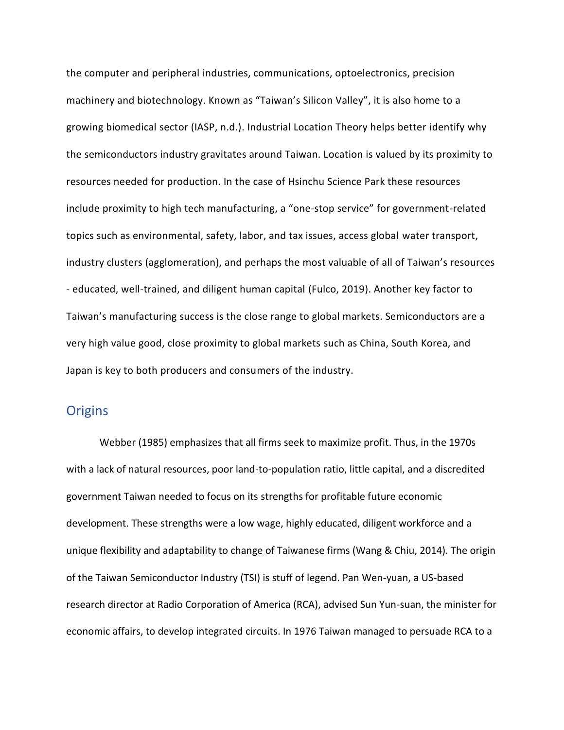the computer and peripheral industries, communications, optoelectronics, precision machinery and biotechnology. Known as "Taiwan's Silicon Valley", it is also home to a growing biomedical sector (IASP, n.d.). Industrial Location Theory helps better identify why the semiconductors industry gravitates around Taiwan. Location is valued by its proximity to resources needed for production. In the case of Hsinchu Science Park these resources include proximity to high tech manufacturing, a "one-stop service" for government-related topics such as environmental, safety, labor, and tax issues, access global water transport, industry clusters (agglomeration), and perhaps the most valuable of all of Taiwan's resources - educated, well-trained, and diligent human capital (Fulco, 2019). Another key factor to Taiwan's manufacturing success is the close range to global markets. Semiconductors are a very high value good, close proximity to global markets such as China, South Korea, and Japan is key to both producers and consumers of the industry.

## Origins

Webber (1985) emphasizes that all firms seek to maximize profit. Thus, in the 1970s with a lack of natural resources, poor land-to-population ratio, little capital, and a discredited government Taiwan needed to focus on its strengths for profitable future economic development. These strengths were a low wage, highly educated, diligent workforce and a unique flexibility and adaptability to change of Taiwanese firms (Wang & Chiu, 2014). The origin of the Taiwan Semiconductor Industry (TSI) is stuff of legend. Pan Wen-yuan, a US-based research director at Radio Corporation of America (RCA), advised Sun Yun-suan, the minister for economic affairs, to develop integrated circuits. In 1976 Taiwan managed to persuade RCA to a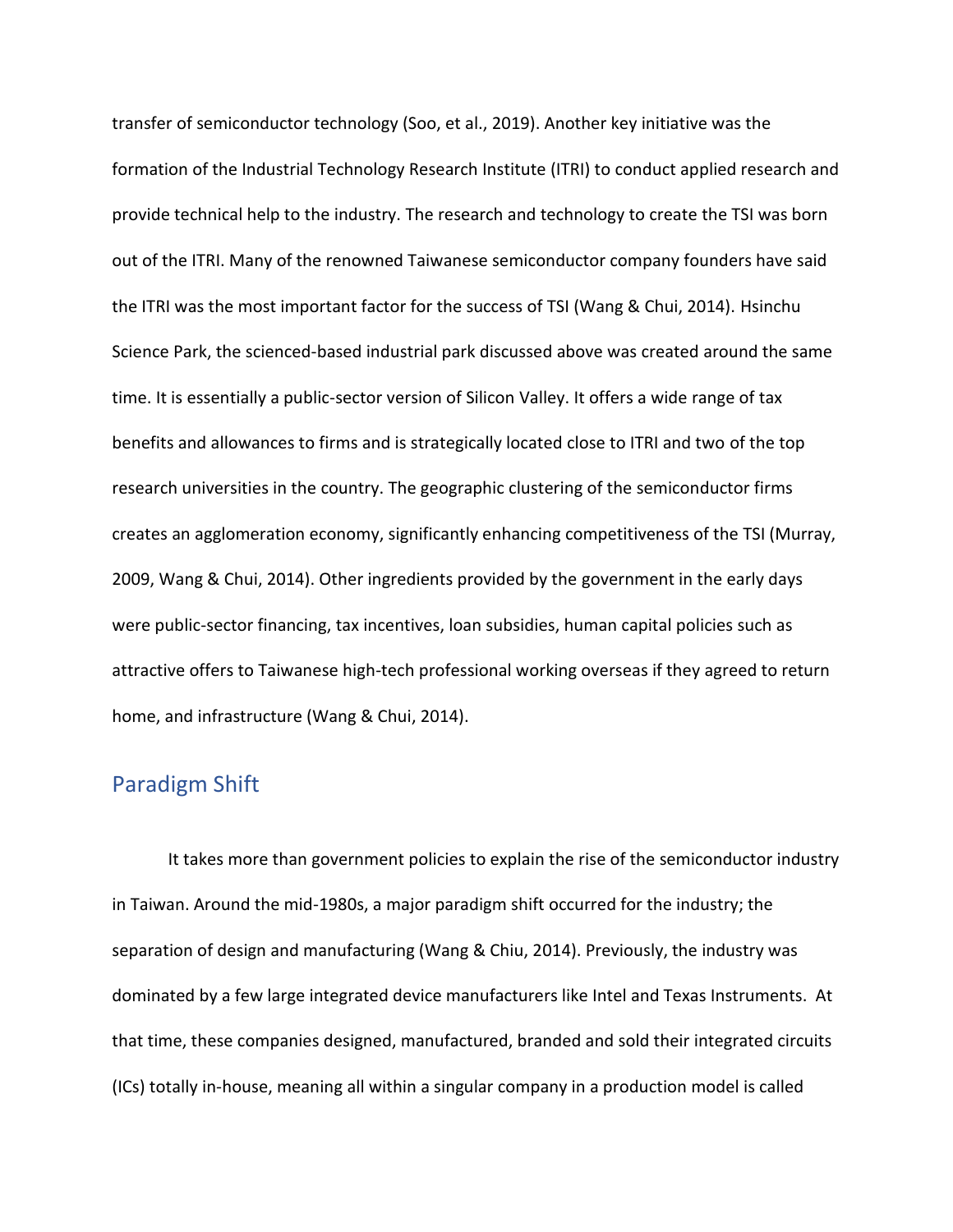transfer of semiconductor technology (Soo, et al., 2019). Another key initiative was the formation of the Industrial Technology Research Institute (ITRI) to conduct applied research and provide technical help to the industry. The research and technology to create the TSI was born out of the ITRI. Many of the renowned Taiwanese semiconductor company founders have said the ITRI was the most important factor for the success of TSI (Wang & Chui, 2014). Hsinchu Science Park, the scienced-based industrial park discussed above was created around the same time. It is essentially a public-sector version of Silicon Valley. It offers a wide range of tax benefits and allowances to firms and is strategically located close to ITRI and two of the top research universities in the country. The geographic clustering of the semiconductor firms creates an agglomeration economy, significantly enhancing competitiveness of the TSI (Murray, 2009, Wang & Chui, 2014). Other ingredients provided by the government in the early days were public-sector financing, tax incentives, loan subsidies, human capital policies such as attractive offers to Taiwanese high-tech professional working overseas if they agreed to return home, and infrastructure (Wang & Chui, 2014).

## Paradigm Shift

It takes more than government policies to explain the rise of the semiconductor industry in Taiwan. Around the mid-1980s, a major paradigm shift occurred for the industry; the separation of design and manufacturing (Wang & Chiu, 2014). Previously, the industry was dominated by a few large integrated device manufacturers like Intel and Texas Instruments. At that time, these companies designed, manufactured, branded and sold their integrated circuits (ICs) totally in-house, meaning all within a singular company in a production model is called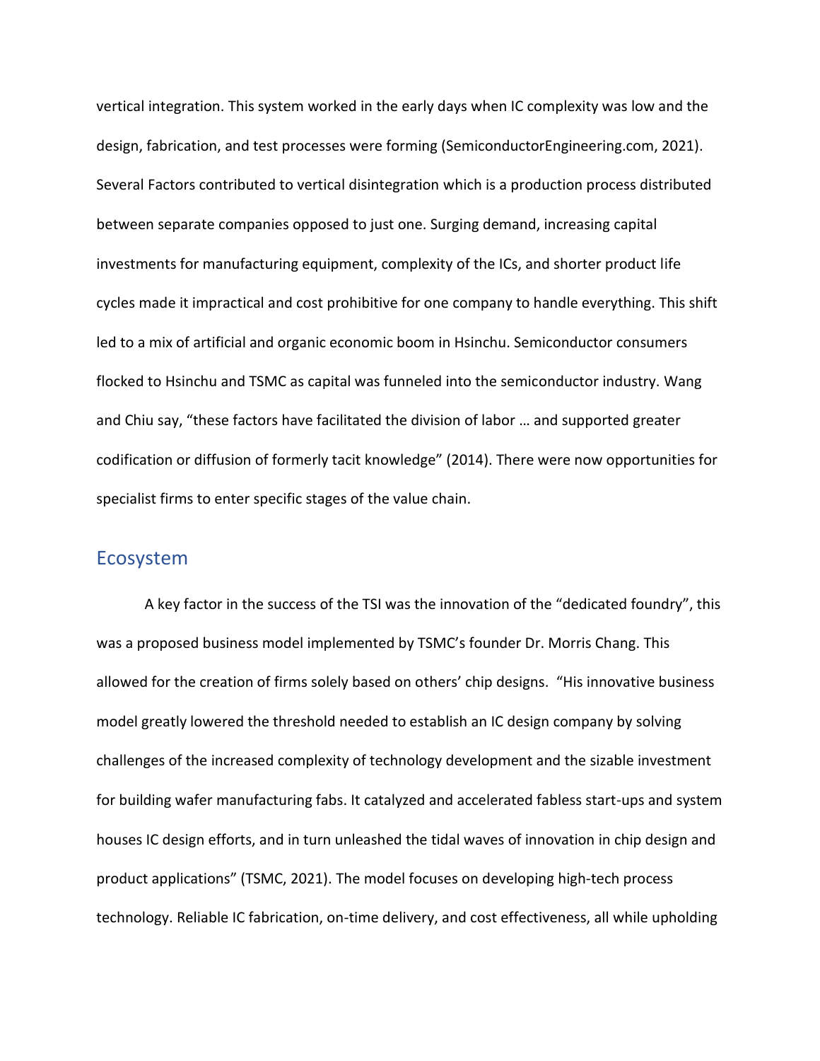vertical integration. This system worked in the early days when IC complexity was low and the design, fabrication, and test processes were forming (SemiconductorEngineering.com, 2021). Several Factors contributed to vertical disintegration which is a production process distributed between separate companies opposed to just one. Surging demand, increasing capital investments for manufacturing equipment, complexity of the ICs, and shorter product life cycles made it impractical and cost prohibitive for one company to handle everything. This shift led to a mix of artificial and organic economic boom in Hsinchu. Semiconductor consumers flocked to Hsinchu and TSMC as capital was funneled into the semiconductor industry. Wang and Chiu say, "these factors have facilitated the division of labor … and supported greater codification or diffusion of formerly tacit knowledge" (2014). There were now opportunities for specialist firms to enter specific stages of the value chain.

## Ecosystem

A key factor in the success of the TSI was the innovation of the "dedicated foundry", this was a proposed business model implemented by TSMC's founder Dr. Morris Chang. This allowed for the creation of firms solely based on others' chip designs. "His innovative business model greatly lowered the threshold needed to establish an IC design company by solving challenges of the increased complexity of technology development and the sizable investment for building wafer manufacturing fabs. It catalyzed and accelerated fabless start-ups and system houses IC design efforts, and in turn unleashed the tidal waves of innovation in chip design and product applications" (TSMC, 2021). The model focuses on developing high-tech process technology. Reliable IC fabrication, on-time delivery, and cost effectiveness, all while upholding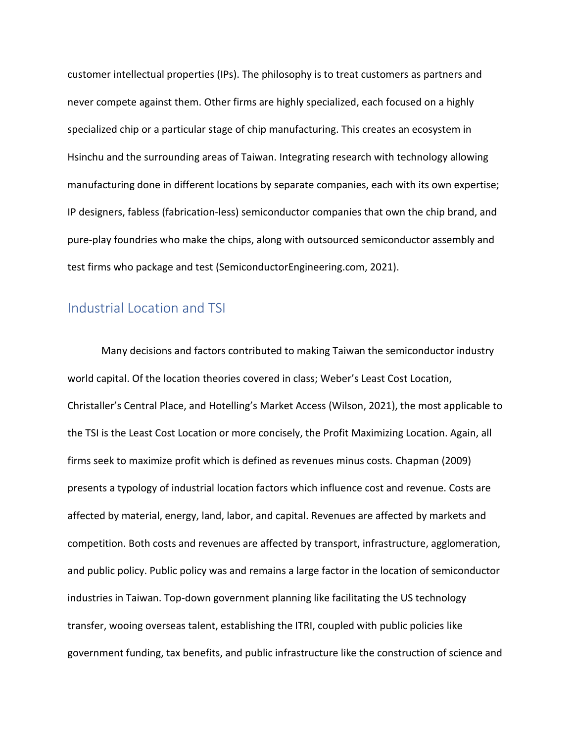customer intellectual properties (IPs). The philosophy is to treat customers as partners and never compete against them. Other firms are highly specialized, each focused on a highly specialized chip or a particular stage of chip manufacturing. This creates an ecosystem in Hsinchu and the surrounding areas of Taiwan. Integrating research with technology allowing manufacturing done in different locations by separate companies, each with its own expertise; IP designers, fabless (fabrication-less) semiconductor companies that own the chip brand, and pure-play foundries who make the chips, along with outsourced semiconductor assembly and test firms who package and test (SemiconductorEngineering.com, 2021).

## Industrial Location and TSI

Many decisions and factors contributed to making Taiwan the semiconductor industry world capital. Of the location theories covered in class; Weber's Least Cost Location, Christaller's Central Place, and Hotelling's Market Access (Wilson, 2021), the most applicable to the TSI is the Least Cost Location or more concisely, the Profit Maximizing Location. Again, all firms seek to maximize profit which is defined as revenues minus costs. Chapman (2009) presents a typology of industrial location factors which influence cost and revenue. Costs are affected by material, energy, land, labor, and capital. Revenues are affected by markets and competition. Both costs and revenues are affected by transport, infrastructure, agglomeration, and public policy. Public policy was and remains a large factor in the location of semiconductor industries in Taiwan. Top-down government planning like facilitating the US technology transfer, wooing overseas talent, establishing the ITRI, coupled with public policies like government funding, tax benefits, and public infrastructure like the construction of science and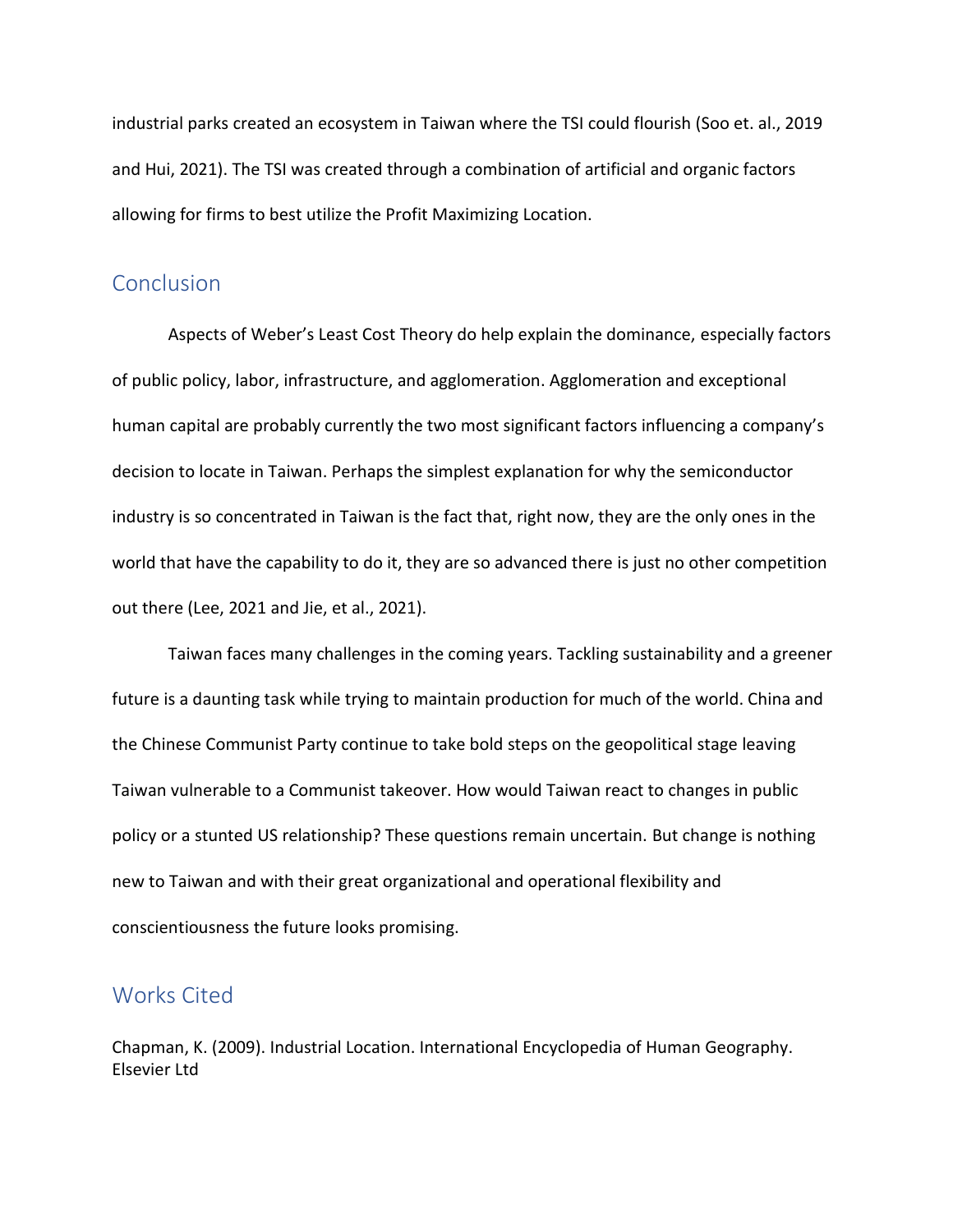industrial parks created an ecosystem in Taiwan where the TSI could flourish (Soo et. al., 2019 and Hui, 2021). The TSI was created through a combination of artificial and organic factors allowing for firms to best utilize the Profit Maximizing Location.

## Conclusion

Aspects of Weber's Least Cost Theory do help explain the dominance, especially factors of public policy, labor, infrastructure, and agglomeration. Agglomeration and exceptional human capital are probably currently the two most significant factors influencing a company's decision to locate in Taiwan. Perhaps the simplest explanation for why the semiconductor industry is so concentrated in Taiwan is the fact that, right now, they are the only ones in the world that have the capability to do it, they are so advanced there is just no other competition out there (Lee, 2021 and Jie, et al., 2021).

Taiwan faces many challenges in the coming years. Tackling sustainability and a greener future is a daunting task while trying to maintain production for much of the world. China and the Chinese Communist Party continue to take bold steps on the geopolitical stage leaving Taiwan vulnerable to a Communist takeover. How would Taiwan react to changes in public policy or a stunted US relationship? These questions remain uncertain. But change is nothing new to Taiwan and with their great organizational and operational flexibility and conscientiousness the future looks promising.

## Works Cited

Chapman, K. (2009). Industrial Location. International Encyclopedia of Human Geography. Elsevier Ltd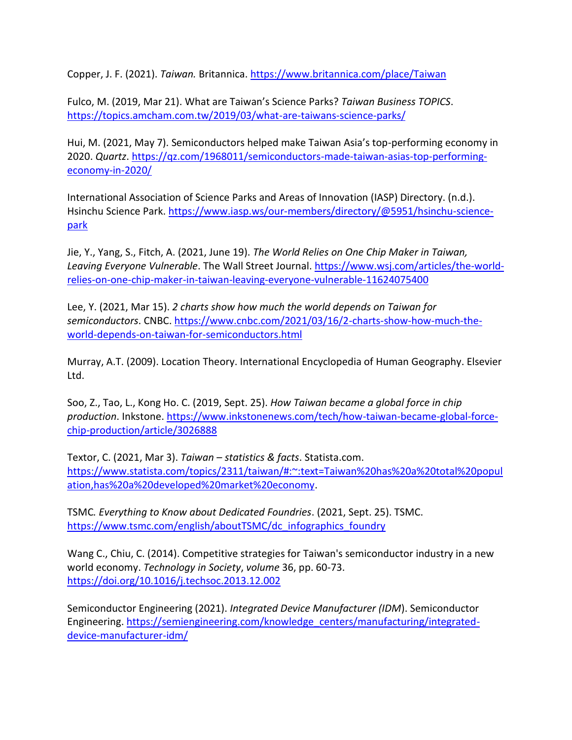Copper, J. F. (2021). *Taiwan.* Britannica. https://www.britannica.com/place/Taiwan

Fulco, M. (2019, Mar 21). What are Taiwan's Science Parks? *Taiwan Business TOPICS*. https://topics.amcham.com.tw/2019/03/what-are-taiwans-science-parks/

Hui, M. (2021, May 7). Semiconductors helped make Taiwan Asia's top-performing economy in 2020. *Quartz*. https://qz.com/1968011/semiconductors-made-taiwan-asias-top-performing-economy-in-2020/

International Association of Science Parks and Areas of Innovation (IASP) Directory. (n.d.). Hsinchu Science Park. https://www.iasp.ws/our-members/directory/@5951/hsinchu-science-park

Jie, Y., Yang, S., Fitch, A. (2021, June 19). *The World Relies on One Chip Maker in Taiwan, Leaving Everyone Vulnerable*. The Wall Street Journal. https://www.wsj.com/articles/the-world-relies-on-one-chip-maker-in-taiwan-leaving-everyone-vulnerable-11624075400

Lee, Y. (2021, Mar 15). *2 charts show how much the world depends on Taiwan for semiconductors*. CNBC. https://www.cnbc.com/2021/03/16/2-charts-show-how-much-the-world-depends-on-taiwan-for-semiconductors.html

Murray, A.T. (2009). Location Theory. International Encyclopedia of Human Geography. Elsevier Ltd.

Soo, Z., Tao, L., Kong Ho. C. (2019, Sept. 25). *How Taiwan became a global force in chip production*. Inkstone. https://www.inkstonenews.com/tech/how-taiwan-became-global-force-chip-production/article/3026888

Textor, C. (2021, Mar 3). *Taiwan – statistics & facts*. Statista.com. https://www.statista.com/topics/2311/taiwan/#:~:text=Taiwan%20has%20a%20total%20population,has%20a%20developed%20market%20economy.

TSMC*. Everything to Know about Dedicated Foundries*. (2021, Sept. 25). TSMC. https://www.tsmc.com/english/aboutTSMC/dc_infographics_foundry

Wang C., Chiu, C. (2014). Competitive strategies for Taiwan's semiconductor industry in a new world economy. *Technology in Society*, *volume* 36, pp. 60-73. https://doi.org/10.1016/j.techsoc.2013.12.002

Semiconductor Engineering (2021). *Integrated Device Manufacturer (IDM*). Semiconductor Engineering. https://semiengineering.com/knowledge_centers/manufacturing/integrated-device-manufacturer-idm/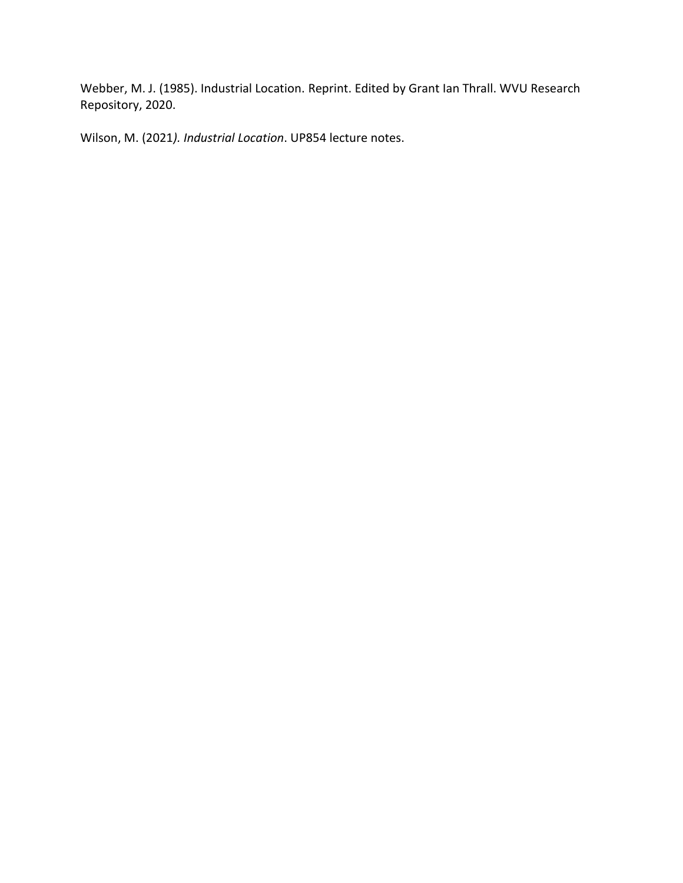Webber, M. J. (1985). Industrial Location. Reprint. Edited by Grant Ian Thrall. WVU Research Repository, 2020.

Wilson, M. (2021*). Industrial Location*. UP854 lecture notes.